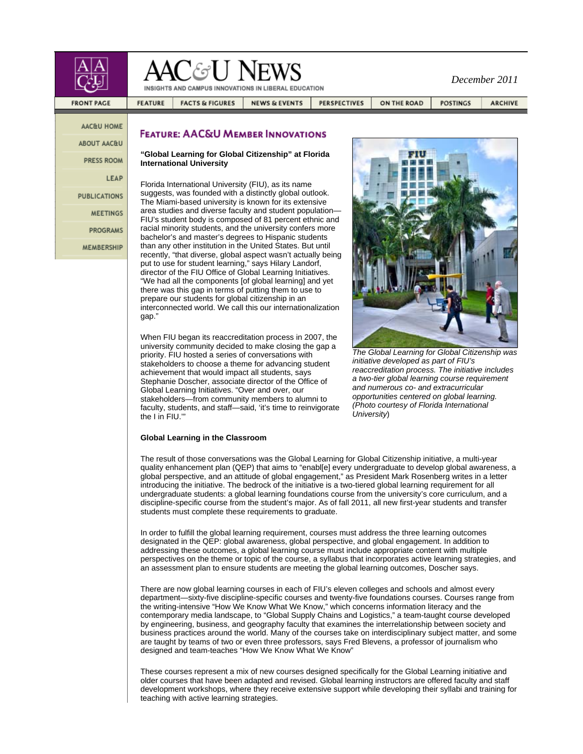# AAC&U News

INSIGHTS AND CAMPUS INNOVATIONS IN LIBERAL EDUCATION

*December 2011*

FRONT PAGE | FEATURE | FACTS & FIGURES | NEWS & EVENTS | PERSPECTIVES | ON THE ROAD | POSTINGS | ARCHIVE

AAC&U HOME
ABOUT AAC&U
PRESS ROOM
LEAP
PUBLICATIONS
MEETINGS
PROGRAMS
MEMBERSHIP

## Feature: AAC&U Member Innovations

**"Global Learning for Global Citizenship" at Florida International University**

Florida International University (FIU), as its name suggests, was founded with a distinctly global outlook. The Miami-based university is known for its extensive area studies and diverse faculty and student population—FIU's student body is composed of 81 percent ethnic and racial minority students, and the university confers more bachelor's and master's degrees to Hispanic students than any other institution in the United States. But until recently, "that diverse, global aspect wasn't actually being put to use for student learning," says Hilary Landorf, director of the FIU Office of Global Learning Initiatives. "We had all the components [of global learning] and yet there was this gap in terms of putting them to use to prepare our students for global citizenship in an interconnected world. We call this our internationalization gap."

When FIU began its reaccreditation process in 2007, the university community decided to make closing the gap a priority. FIU hosted a series of conversations with stakeholders to choose a theme for advancing student achievement that would impact all students, says Stephanie Doscher, associate director of the Office of Global Learning Initiatives. "Over and over, our stakeholders—from community members to alumni to faculty, students, and staff—said, 'it's time to reinvigorate the I in FIU.'"

*The Global Learning for Global Citizenship was initiative developed as part of FIU's reaccreditation process. The initiative includes a two-tier global learning course requirement and numerous co- and extracurricular opportunities centered on global learning. (Photo courtesy of Florida International University)*

**Global Learning in the Classroom**

The result of those conversations was the Global Learning for Global Citizenship initiative, a multi-year quality enhancement plan (QEP) that aims to "enabl[e] every undergraduate to develop global awareness, a global perspective, and an attitude of global engagement," as President Mark Rosenberg writes in a letter introducing the initiative. The bedrock of the initiative is a two-tiered global learning requirement for all undergraduate students: a global learning foundations course from the university's core curriculum, and a discipline-specific course from the student's major. As of fall 2011, all new first-year students and transfer students must complete these requirements to graduate.

In order to fulfill the global learning requirement, courses must address the three learning outcomes designated in the QEP: global awareness, global perspective, and global engagement. In addition to addressing these outcomes, a global learning course must include appropriate content with multiple perspectives on the theme or topic of the course, a syllabus that incorporates active learning strategies, and an assessment plan to ensure students are meeting the global learning outcomes, Doscher says.

There are now global learning courses in each of FIU's eleven colleges and schools and almost every department—sixty-five discipline-specific courses and twenty-five foundations courses. Courses range from the writing-intensive "How We Know What We Know," which concerns information literacy and the contemporary media landscape, to "Global Supply Chains and Logistics," a team-taught course developed by engineering, business, and geography faculty that examines the interrelationship between society and business practices around the world. Many of the courses take on interdisciplinary subject matter, and some are taught by teams of two or even three professors, says Fred Blevens, a professor of journalism who designed and team-teaches "How We Know What We Know"

These courses represent a mix of new courses designed specifically for the Global Learning initiative and older courses that have been adapted and revised. Global learning instructors are offered faculty and staff development workshops, where they receive extensive support while developing their syllabi and training for teaching with active learning strategies.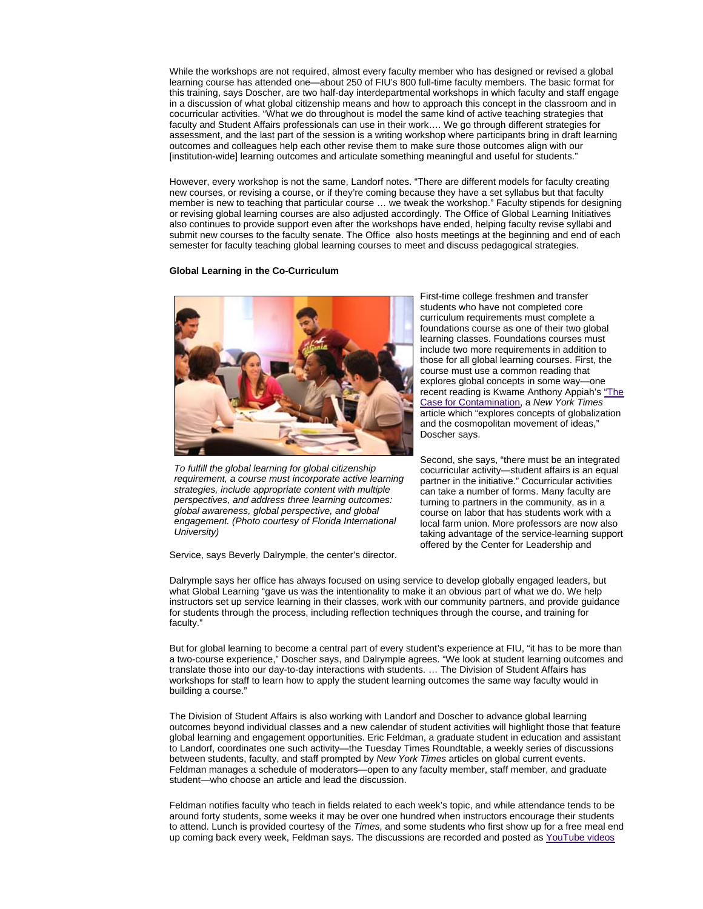While the workshops are not required, almost every faculty member who has designed or revised a global learning course has attended one—about 250 of FIU's 800 full-time faculty members. The basic format for this training, says Doscher, are two half-day interdepartmental workshops in which faculty and staff engage in a discussion of what global citizenship means and how to approach this concept in the classroom and in cocurricular activities. "What we do throughout is model the same kind of active teaching strategies that faculty and Student Affairs professionals can use in their work…. We go through different strategies for assessment, and the last part of the session is a writing workshop where participants bring in draft learning outcomes and colleagues help each other revise them to make sure those outcomes align with our [institution-wide] learning outcomes and articulate something meaningful and useful for students."

However, every workshop is not the same, Landorf notes. "There are different models for faculty creating new courses, or revising a course, or if they're coming because they have a set syllabus but that faculty member is new to teaching that particular course … we tweak the workshop." Faculty stipends for designing or revising global learning courses are also adjusted accordingly. The Office of Global Learning Initiatives also continues to provide support even after the workshops have ended, helping faculty revise syllabi and submit new courses to the faculty senate. The Office also hosts meetings at the beginning and end of each semester for faculty teaching global learning courses to meet and discuss pedagogical strategies.

**Global Learning in the Co-Curriculum**

*To fulfill the global learning for global citizenship requirement, a course must incorporate active learning strategies, include appropriate content with multiple perspectives, and address three learning outcomes: global awareness, global perspective, and global engagement. (Photo courtesy of Florida International University)*

First-time college freshmen and transfer students who have not completed core curriculum requirements must complete a foundations course as one of their two global learning classes. Foundations courses must include two more requirements in addition to those for all global learning courses. First, the course must use a common reading that explores global concepts in some way—one recent reading is Kwame Anthony Appiah's "The Case for Contamination, a *New York Times* article which "explores concepts of globalization and the cosmopolitan movement of ideas," Doscher says.

Second, she says, "there must be an integrated cocurricular activity—student affairs is an equal partner in the initiative." Cocurricular activities can take a number of forms. Many faculty are turning to partners in the community, as in a course on labor that has students work with a local farm union. More professors are now also taking advantage of the service-learning support offered by the Center for Leadership and Service, says Beverly Dalrymple, the center's director.

Dalrymple says her office has always focused on using service to develop globally engaged leaders, but what Global Learning "gave us was the intentionality to make it an obvious part of what we do. We help instructors set up service learning in their classes, work with our community partners, and provide guidance for students through the process, including reflection techniques through the course, and training for faculty."

But for global learning to become a central part of every student's experience at FIU, "it has to be more than a two-course experience," Doscher says, and Dalrymple agrees. "We look at student learning outcomes and translate those into our day-to-day interactions with students. … The Division of Student Affairs has workshops for staff to learn how to apply the student learning outcomes the same way faculty would in building a course."

The Division of Student Affairs is also working with Landorf and Doscher to advance global learning outcomes beyond individual classes and a new calendar of student activities will highlight those that feature global learning and engagement opportunities. Eric Feldman, a graduate student in education and assistant to Landorf, coordinates one such activity—the Tuesday Times Roundtable, a weekly series of discussions between students, faculty, and staff prompted by *New York Times* articles on global current events. Feldman manages a schedule of moderators—open to any faculty member, staff member, and graduate student—who choose an article and lead the discussion.

Feldman notifies faculty who teach in fields related to each week's topic, and while attendance tends to be around forty students, some weeks it may be over one hundred when instructors encourage their students to attend. Lunch is provided courtesy of the *Times*, and some students who first show up for a free meal end up coming back every week, Feldman says. The discussions are recorded and posted as YouTube videos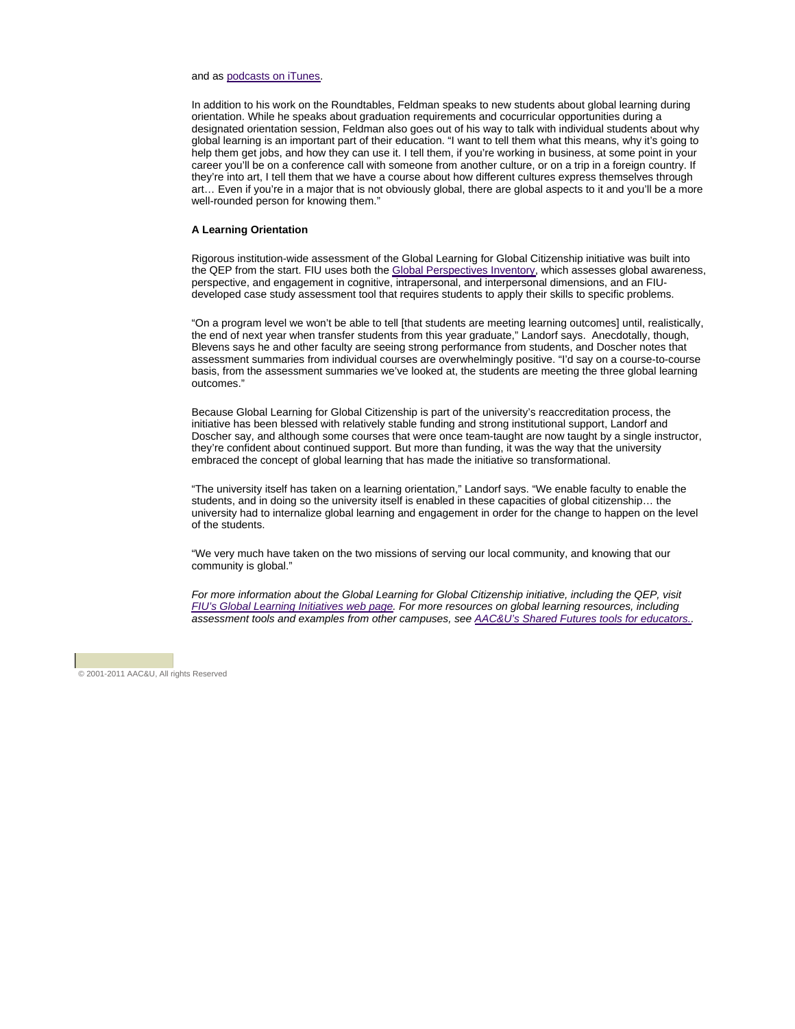and as podcasts on iTunes.

In addition to his work on the Roundtables, Feldman speaks to new students about global learning during orientation. While he speaks about graduation requirements and cocurricular opportunities during a designated orientation session, Feldman also goes out of his way to talk with individual students about why global learning is an important part of their education. "I want to tell them what this means, why it's going to help them get jobs, and how they can use it. I tell them, if you're working in business, at some point in your career you'll be on a conference call with someone from another culture, or on a trip in a foreign country. If they're into art, I tell them that we have a course about how different cultures express themselves through art… Even if you're in a major that is not obviously global, there are global aspects to it and you'll be a more well-rounded person for knowing them."

**A Learning Orientation**

Rigorous institution-wide assessment of the Global Learning for Global Citizenship initiative was built into the QEP from the start. FIU uses both the Global Perspectives Inventory, which assesses global awareness, perspective, and engagement in cognitive, intrapersonal, and interpersonal dimensions, and an FIU-developed case study assessment tool that requires students to apply their skills to specific problems.

"On a program level we won't be able to tell [that students are meeting learning outcomes] until, realistically, the end of next year when transfer students from this year graduate," Landorf says. Anecdotally, though, Blevens says he and other faculty are seeing strong performance from students, and Doscher notes that assessment summaries from individual courses are overwhelmingly positive. "I'd say on a course-to-course basis, from the assessment summaries we've looked at, the students are meeting the three global learning outcomes."

Because Global Learning for Global Citizenship is part of the university's reaccreditation process, the initiative has been blessed with relatively stable funding and strong institutional support, Landorf and Doscher say, and although some courses that were once team-taught are now taught by a single instructor, they're confident about continued support. But more than funding, it was the way that the university embraced the concept of global learning that has made the initiative so transformational.

"The university itself has taken on a learning orientation," Landorf says. "We enable faculty to enable the students, and in doing so the university itself is enabled in these capacities of global citizenship… the university had to internalize global learning and engagement in order for the change to happen on the level of the students.

"We very much have taken on the two missions of serving our local community, and knowing that our community is global."

*For more information about the Global Learning for Global Citizenship initiative, including the QEP, visit FIU's Global Learning Initiatives web page. For more resources on global learning resources, including assessment tools and examples from other campuses, see AAC&U's Shared Futures tools for educators..*

© 2001-2011 AAC&U, All rights Reserved